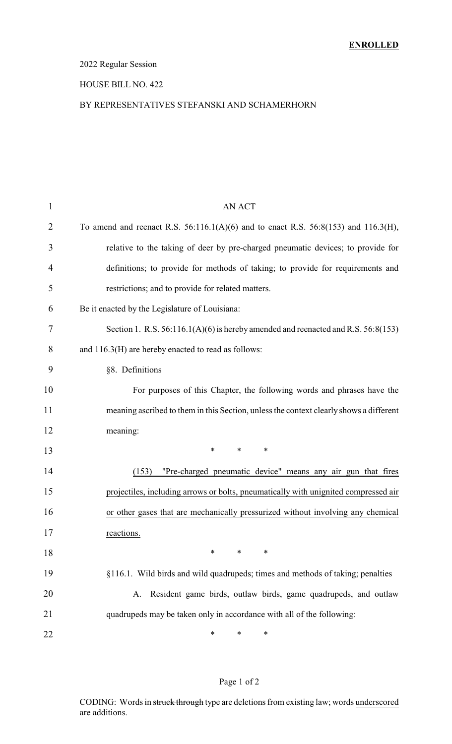**ENROLLED**

2022 Regular Session

HOUSE BILL NO. 422

BY REPRESENTATIVES STEFANSKI AND SCHAMERHORN

AN ACT

To amend and reenact R.S. 56:116.1(A)(6) and to enact R.S. 56:8(153) and 116.3(H), relative to the taking of deer by pre-charged pneumatic devices; to provide for definitions; to provide for methods of taking; to provide for requirements and restrictions; and to provide for related matters.

Be it enacted by the Legislature of Louisiana:

Section 1. R.S. 56:116.1(A)(6) is hereby amended and reenacted and R.S. 56:8(153) and 116.3(H) are hereby enacted to read as follows:

§8. Definitions

For purposes of this Chapter, the following words and phrases have the meaning ascribed to them in this Section, unless the context clearly shows a different meaning:

\* \* \*

(153) "Pre-charged pneumatic device" means any air gun that fires projectiles, including arrows or bolts, pneumatically with unignited compressed air or other gases that are mechanically pressurized without involving any chemical reactions.

\* \* \*

§116.1. Wild birds and wild quadrupeds; times and methods of taking; penalties

A. Resident game birds, outlaw birds, game quadrupeds, and outlaw quadrupeds may be taken only in accordance with all of the following:

\* \* \*

CODING: Words in ~~struck through~~ type are deletions from existing law; words underscored are additions.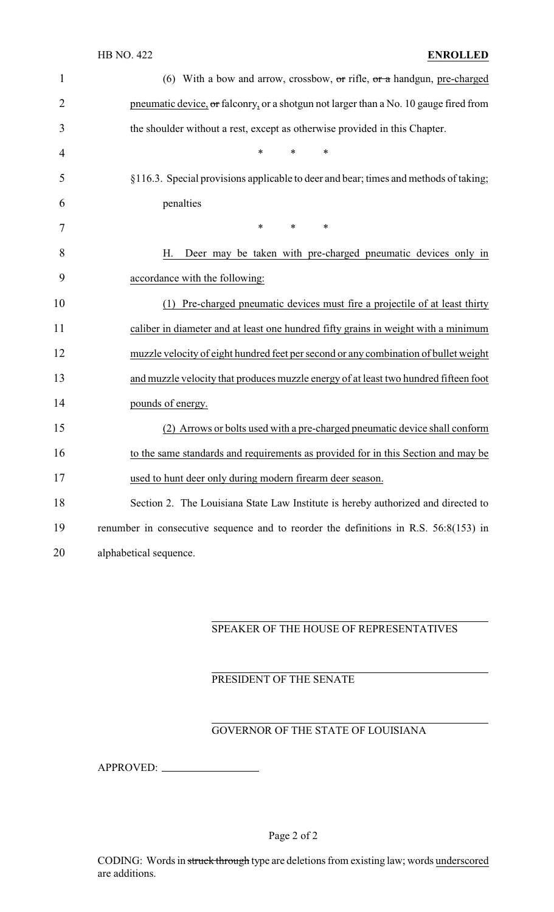(6) With a bow and arrow, crossbow, ~~or~~ rifle, ~~or a~~ handgun, pre-charged pneumatic device, ~~or~~ falconry, or a shotgun not larger than a No. 10 gauge fired from the shoulder without a rest, except as otherwise provided in this Chapter.

\* \* \*

§116.3. Special provisions applicable to deer and bear; times and methods of taking; penalties

\* \* \*

H. Deer may be taken with pre-charged pneumatic devices only in accordance with the following:

(1) Pre-charged pneumatic devices must fire a projectile of at least thirty caliber in diameter and at least one hundred fifty grains in weight with a minimum muzzle velocity of eight hundred feet per second or any combination of bullet weight and muzzle velocity that produces muzzle energy of at least two hundred fifteen foot pounds of energy.

(2) Arrows or bolts used with a pre-charged pneumatic device shall conform to the same standards and requirements as provided for in this Section and may be used to hunt deer only during modern firearm deer season.

Section 2. The Louisiana State Law Institute is hereby authorized and directed to renumber in consecutive sequence and to reorder the definitions in R.S. 56:8(153) in alphabetical sequence.

SPEAKER OF THE HOUSE OF REPRESENTATIVES

PRESIDENT OF THE SENATE

GOVERNOR OF THE STATE OF LOUISIANA

APPROVED: \_\_\_\_\_\_\_\_\_\_\_\_\_\_\_\_\_

CODING: Words in ~~struck through~~ type are deletions from existing law; words underscored are additions.